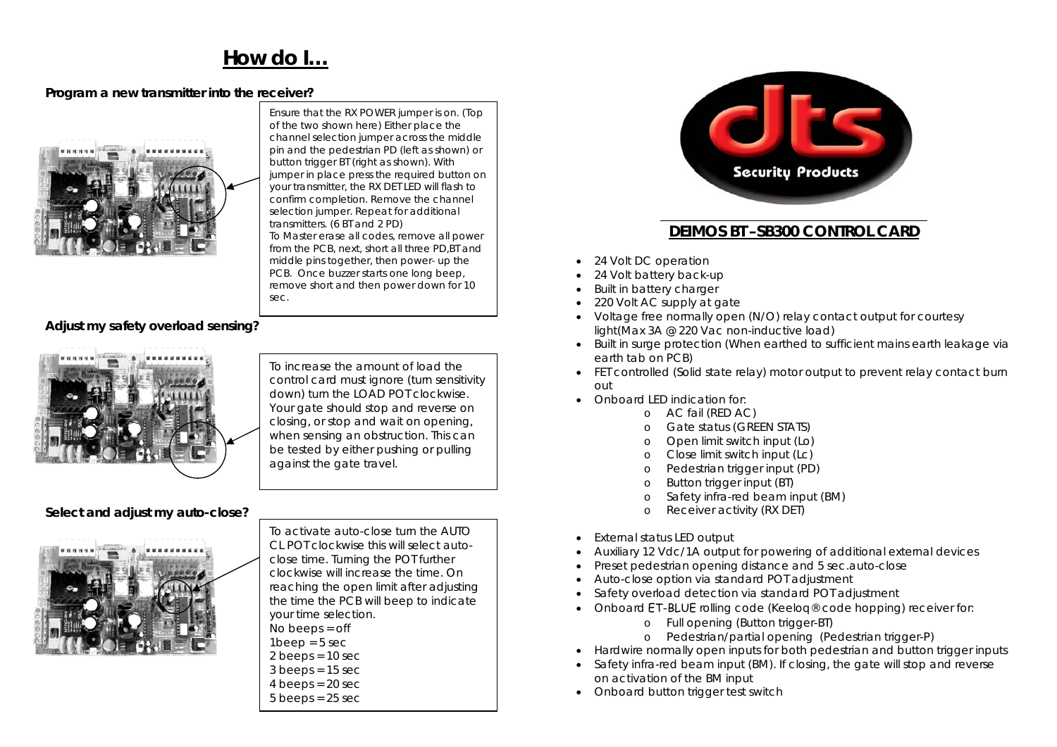# How do I…

### Program a new transmitter into the receiver?

Ensure that the RX POWER jumper is on. (Top of the two shown here) Either place the channel selection jumper across the middle pin and the pedestrian PD (left as shown) or button trigger BT (right as shown). With jumper in place press the required button on your transmitter, the RX DET LED will flash to confirm completion. Remove the channel selection jumper. Repeat for additional transmitters. (6 BT and 2 PD)
To Master erase all codes, remove all power from the PCB, next, short all three PD,BT and middle pins together, then power- up the PCB. Once buzzer starts one long beep, remove short and then power down for 10 sec.

### Adjust my safety overload sensing?

To increase the amount of load the control card must ignore (turn sensitivity down) turn the LOAD POT clockwise. Your gate should stop and reverse on closing, or stop and wait on opening, when sensing an obstruction. This can be tested by either pushing or pulling against the gate travel.

### Select and adjust my auto-close?

To activate auto-close turn the AUTO CL POT clockwise this will select auto-close time. Turning the POT further clockwise will increase the time. On reaching the open limit after adjusting the time the PCB will beep to indicate your time selection.
No beeps = off
1beep = 5 sec
2 beeps = 10 sec
3 beeps = 15 sec
4 beeps = 20 sec
5 beeps = 25 sec

dts Security Products

## DEIMOS BT –SB300 CONTROL CARD

- 24 Volt DC operation
- 24 Volt battery back-up
- Built in battery charger
- 220 Volt AC supply at gate
- Voltage free normally open (N/O) relay contact output for courtesy light(Max 3A @ 220 Vac non-inductive load)
- Built in surge protection (When earthed to sufficient mains earth leakage via earth tab on PCB)
- FET controlled (Solid state relay) motor output to prevent relay contact burn out
- Onboard LED indication for:
  - AC fail (RED AC)
  - Gate status (GREEN STATS)
  - Open limit switch input (Lo)
  - Close limit switch input (Lc)
  - Pedestrian trigger input (PD)
  - Button trigger input (BT)
  - Safety infra-red beam input (BM)
  - Receiver activity (RX DET)
- External status LED output
- Auxiliary 12 Vdc/1A output for powering of additional external devices
- Preset pedestrian opening distance and 5 sec.auto-close
- Auto-close option via standard POT adjustment
- Safety overload detection via standard POT adjustment
- Onboard ET-BLUE rolling code (Keeloq® code hopping) receiver for:
  - Full opening (Button trigger-BT)
  - Pedestrian/partial opening (Pedestrian trigger-P)
- Hardwire normally open inputs for both pedestrian and button trigger inputs
- Safety infra-red beam input (BM). If closing, the gate will stop and reverse on activation of the BM input
- Onboard button trigger test switch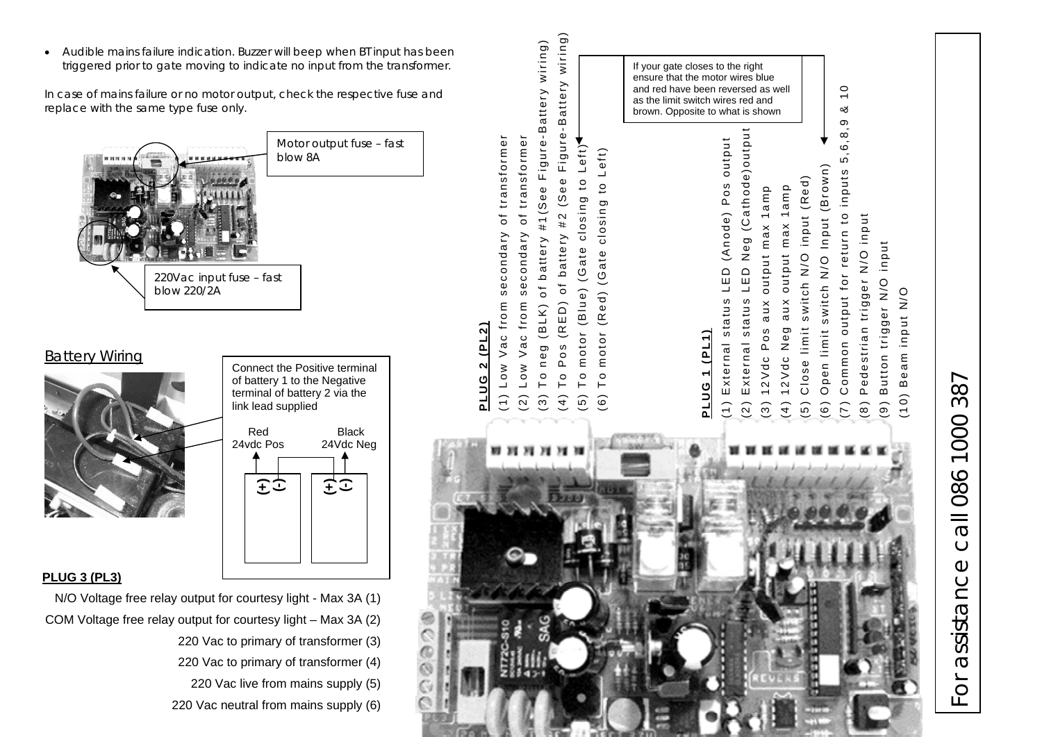- Audible mains failure indication. Buzzer will beep when BT input has been triggered prior to gate moving to indicate no input from the transformer.

In case of mains failure or no motor output, check the respective fuse and replace with the same type fuse only.

Motor output fuse – fast blow 8A

220Vac input fuse – fast blow 220/2A

## Battery Wiring

Connect the Positive terminal of battery 1 to the Negative terminal of battery 2 via the link lead supplied

Red 24vdc Pos

Black 24Vdc Neg

(+) (-)

(+) (-)

**PLUG 3 (PL3)**

N/O Voltage free relay output for courtesy light - Max 3A (1)

COM Voltage free relay output for courtesy light – Max 3A (2)

220 Vac to primary of transformer (3)

220 Vac to primary of transformer (4)

220 Vac live from mains supply (5)

220 Vac neutral from mains supply (6)

**PLUG 2 (PL2)**

(1) Low Vac from secondary of transformer

(2) Low Vac from secondary of transformer

(3) To neg (BLK) of battery #1(See Figure-Battery wiring)

(4) To Pos (RED) of battery #2 (See Figure-Battery wiring)

(5) To motor (Blue) (Gate closing to Left)

(6) To motor (Red) (Gate closing to Left)

If your gate closes to the right ensure that the motor wires blue and red have been reversed as well as the limit switch wires red and brown. Opposite to what is shown

**PLUG 1 (PL1)**

(1) External status LED (Anode) Pos output

(2) External status LED Neg (Cathode)output

(3) 12Vdc Pos aux output max 1amp

(4) 12Vdc Neg aux output max 1amp

(5) Close limit switch N/O input (Red)

(6) Open limit switch N/O Input (Brown)

(7) Common output for return to inputs 5,6,8,9 & 10

(8) Pedestrian trigger N/O input

(9) Button trigger N/O input

(10) Beam input N/O

For assistance call 086 1000 387